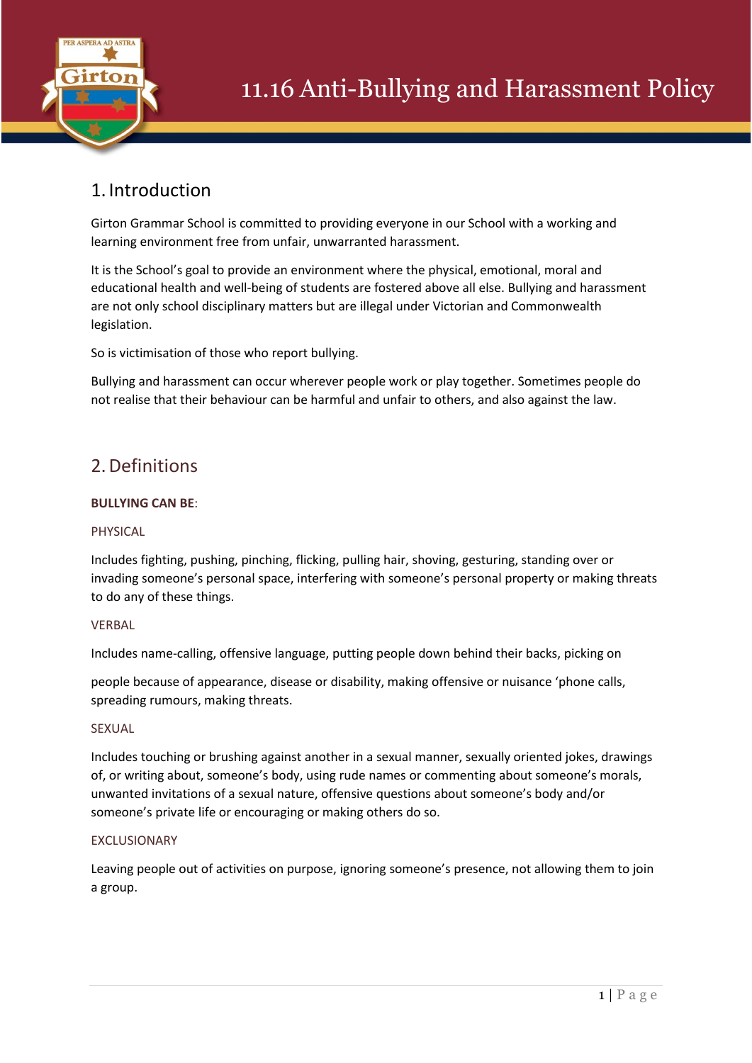# 11.16 Anti-Bullying and Harassment Policy

## 1. Introduction

Girton Grammar School is committed to providing everyone in our School with a working and learning environment free from unfair, unwarranted harassment.

It is the School's goal to provide an environment where the physical, emotional, moral and educational health and well-being of students are fostered above all else. Bullying and harassment are not only school disciplinary matters but are illegal under Victorian and Commonwealth legislation.

So is victimisation of those who report bullying.

Bullying and harassment can occur wherever people work or play together. Sometimes people do not realise that their behaviour can be harmful and unfair to others, and also against the law.

## 2. Definitions

**BULLYING CAN BE**:

PHYSICAL

Includes fighting, pushing, pinching, flicking, pulling hair, shoving, gesturing, standing over or invading someone's personal space, interfering with someone's personal property or making threats to do any of these things.

VERBAL

Includes name-calling, offensive language, putting people down behind their backs, picking on

people because of appearance, disease or disability, making offensive or nuisance 'phone calls, spreading rumours, making threats.

SEXUAL

Includes touching or brushing against another in a sexual manner, sexually oriented jokes, drawings of, or writing about, someone's body, using rude names or commenting about someone's morals, unwanted invitations of a sexual nature, offensive questions about someone's body and/or someone's private life or encouraging or making others do so.

EXCLUSIONARY

Leaving people out of activities on purpose, ignoring someone's presence, not allowing them to join a group.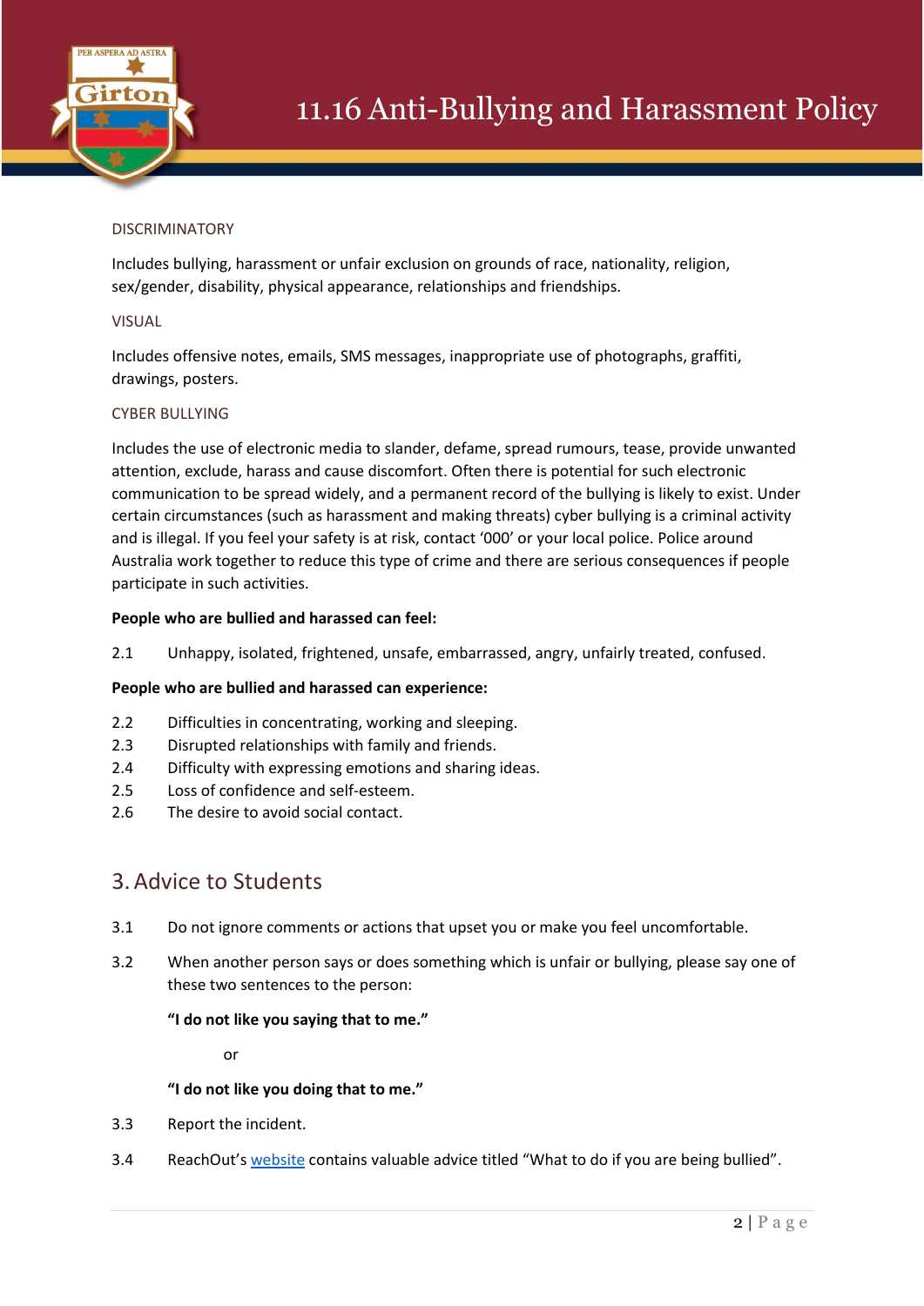### DISCRIMINATORY

Includes bullying, harassment or unfair exclusion on grounds of race, nationality, religion, sex/gender, disability, physical appearance, relationships and friendships.

### VISUAL

Includes offensive notes, emails, SMS messages, inappropriate use of photographs, graffiti, drawings, posters.

### CYBER BULLYING

Includes the use of electronic media to slander, defame, spread rumours, tease, provide unwanted attention, exclude, harass and cause discomfort. Often there is potential for such electronic communication to be spread widely, and a permanent record of the bullying is likely to exist. Under certain circumstances (such as harassment and making threats) cyber bullying is a criminal activity and is illegal. If you feel your safety is at risk, contact '000' or your local police. Police around Australia work together to reduce this type of crime and there are serious consequences if people participate in such activities.

**People who are bullied and harassed can feel:**

2.1 Unhappy, isolated, frightened, unsafe, embarrassed, angry, unfairly treated, confused.

**People who are bullied and harassed can experience:**

2.2 Difficulties in concentrating, working and sleeping.
2.3 Disrupted relationships with family and friends.
2.4 Difficulty with expressing emotions and sharing ideas.
2.5 Loss of confidence and self-esteem.
2.6 The desire to avoid social contact.

## 3. Advice to Students

3.1 Do not ignore comments or actions that upset you or make you feel uncomfortable.

3.2 When another person says or does something which is unfair or bullying, please say one of these two sentences to the person:

**"I do not like you saying that to me."**

or

**"I do not like you doing that to me."**

3.3 Report the incident.

3.4 ReachOut's website contains valuable advice titled "What to do if you are being bullied".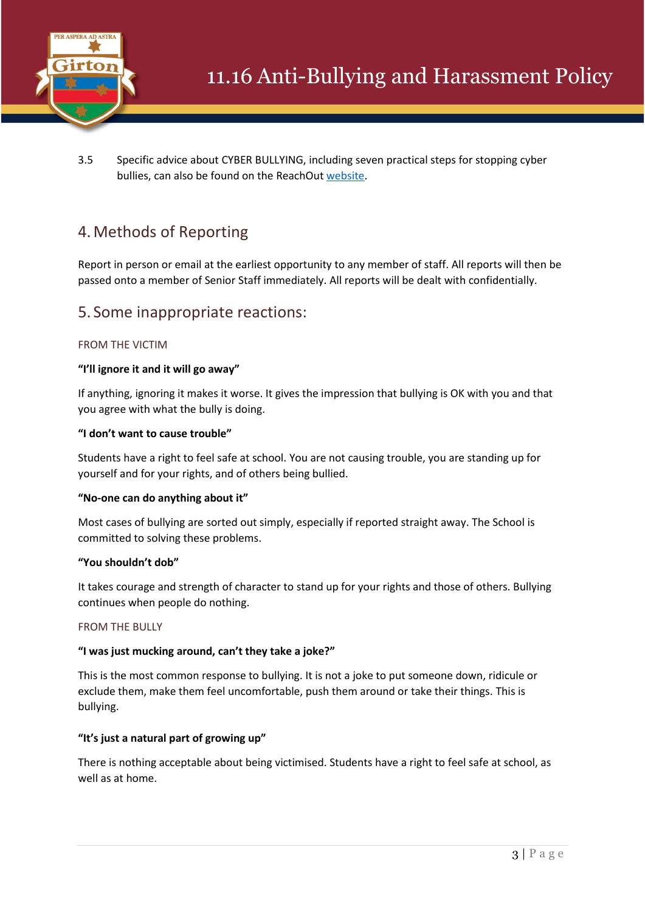3.5 Specific advice about CYBER BULLYING, including seven practical steps for stopping cyber bullies, can also be found on the ReachOut website.

## 4. Methods of Reporting

Report in person or email at the earliest opportunity to any member of staff. All reports will then be passed onto a member of Senior Staff immediately. All reports will be dealt with confidentially.

## 5. Some inappropriate reactions:

### FROM THE VICTIM

**"I'll ignore it and it will go away"**

If anything, ignoring it makes it worse. It gives the impression that bullying is OK with you and that you agree with what the bully is doing.

**"I don't want to cause trouble"**

Students have a right to feel safe at school. You are not causing trouble, you are standing up for yourself and for your rights, and of others being bullied.

**"No-one can do anything about it"**

Most cases of bullying are sorted out simply, especially if reported straight away. The School is committed to solving these problems.

**"You shouldn't dob"**

It takes courage and strength of character to stand up for your rights and those of others. Bullying continues when people do nothing.

### FROM THE BULLY

**"I was just mucking around, can't they take a joke?"**

This is the most common response to bullying. It is not a joke to put someone down, ridicule or exclude them, make them feel uncomfortable, push them around or take their things. This is bullying.

**"It's just a natural part of growing up"**

There is nothing acceptable about being victimised. Students have a right to feel safe at school, as well as at home.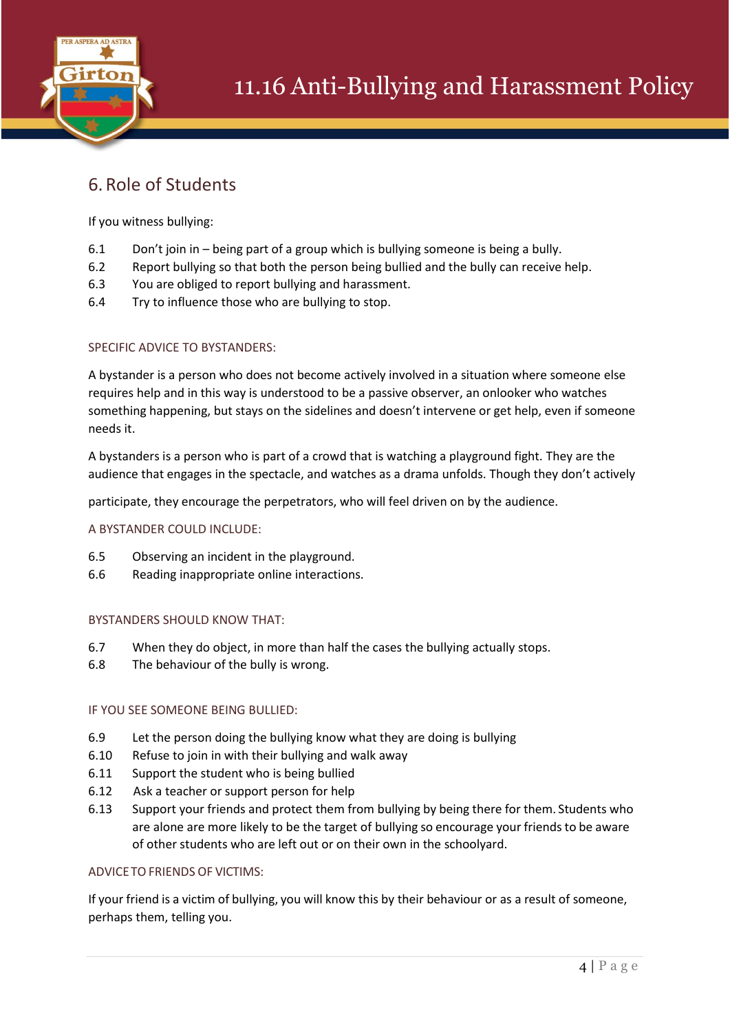## 6. Role of Students

If you witness bullying:

6.1 Don't join in – being part of a group which is bullying someone is being a bully.

6.2 Report bullying so that both the person being bullied and the bully can receive help.

6.3 You are obliged to report bullying and harassment.

6.4 Try to influence those who are bullying to stop.

### SPECIFIC ADVICE TO BYSTANDERS:

A bystander is a person who does not become actively involved in a situation where someone else requires help and in this way is understood to be a passive observer, an onlooker who watches something happening, but stays on the sidelines and doesn't intervene or get help, even if someone needs it.

A bystanders is a person who is part of a crowd that is watching a playground fight. They are the audience that engages in the spectacle, and watches as a drama unfolds. Though they don't actively participate, they encourage the perpetrators, who will feel driven on by the audience.

### A BYSTANDER COULD INCLUDE:

6.5 Observing an incident in the playground.

6.6 Reading inappropriate online interactions.

### BYSTANDERS SHOULD KNOW THAT:

6.7 When they do object, in more than half the cases the bullying actually stops.

6.8 The behaviour of the bully is wrong.

### IF YOU SEE SOMEONE BEING BULLIED:

6.9 Let the person doing the bullying know what they are doing is bullying

6.10 Refuse to join in with their bullying and walk away

6.11 Support the student who is being bullied

6.12 Ask a teacher or support person for help

6.13 Support your friends and protect them from bullying by being there for them. Students who are alone are more likely to be the target of bullying so encourage your friends to be aware of other students who are left out or on their own in the schoolyard.

### ADVICE TO FRIENDS OF VICTIMS:

If your friend is a victim of bullying, you will know this by their behaviour or as a result of someone, perhaps them, telling you.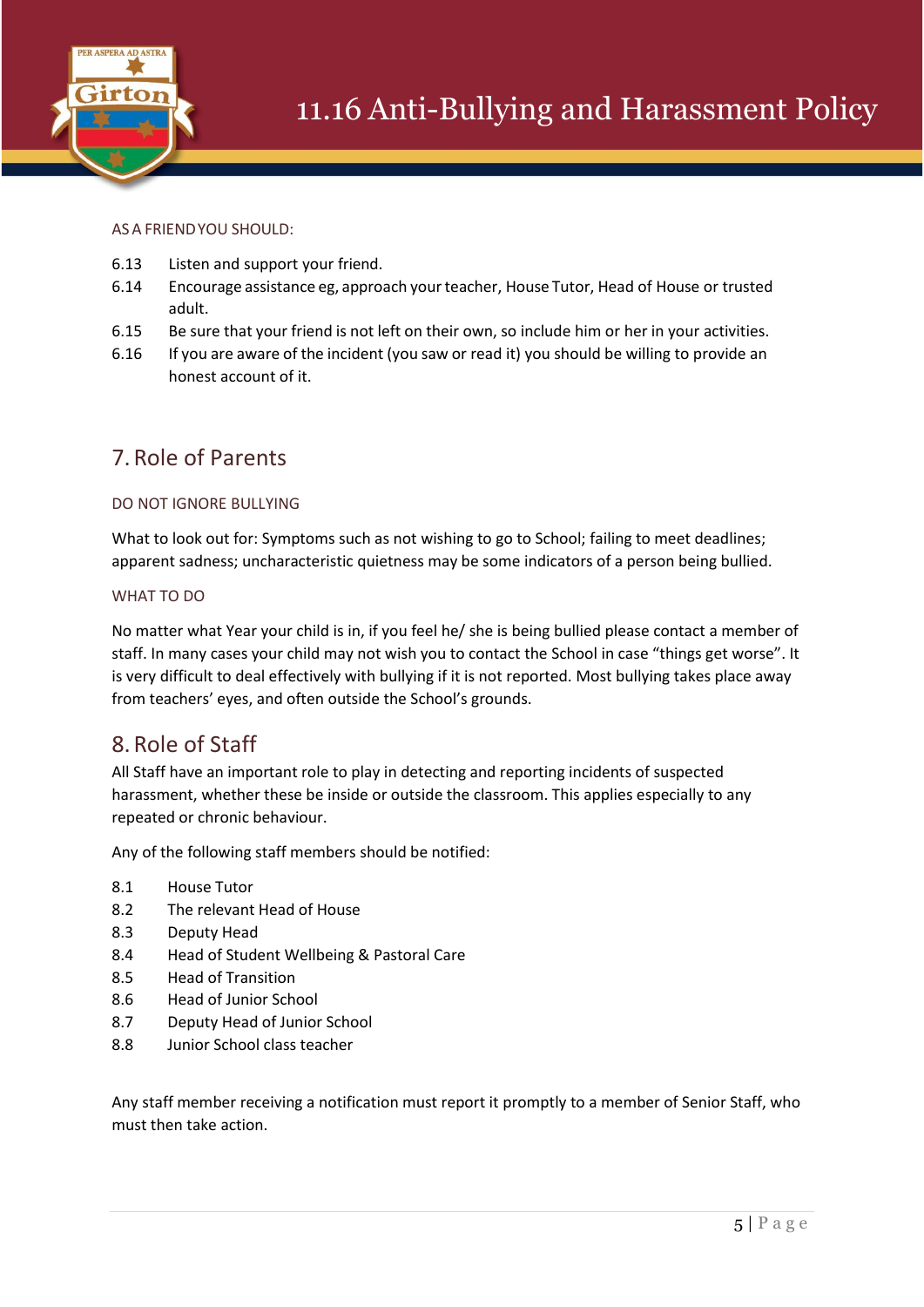AS A FRIEND YOU SHOULD:

6.13 Listen and support your friend.

6.14 Encourage assistance eg, approach your teacher, House Tutor, Head of House or trusted adult.

6.15 Be sure that your friend is not left on their own, so include him or her in your activities.

6.16 If you are aware of the incident (you saw or read it) you should be willing to provide an honest account of it.

## 7. Role of Parents

DO NOT IGNORE BULLYING

What to look out for: Symptoms such as not wishing to go to School; failing to meet deadlines; apparent sadness; uncharacteristic quietness may be some indicators of a person being bullied.

WHAT TO DO

No matter what Year your child is in, if you feel he/ she is being bullied please contact a member of staff. In many cases your child may not wish you to contact the School in case "things get worse". It is very difficult to deal effectively with bullying if it is not reported. Most bullying takes place away from teachers' eyes, and often outside the School's grounds.

## 8. Role of Staff

All Staff have an important role to play in detecting and reporting incidents of suspected harassment, whether these be inside or outside the classroom. This applies especially to any repeated or chronic behaviour.

Any of the following staff members should be notified:

8.1 House Tutor

8.2 The relevant Head of House

8.3 Deputy Head

8.4 Head of Student Wellbeing & Pastoral Care

8.5 Head of Transition

8.6 Head of Junior School

8.7 Deputy Head of Junior School

8.8 Junior School class teacher

Any staff member receiving a notification must report it promptly to a member of Senior Staff, who must then take action.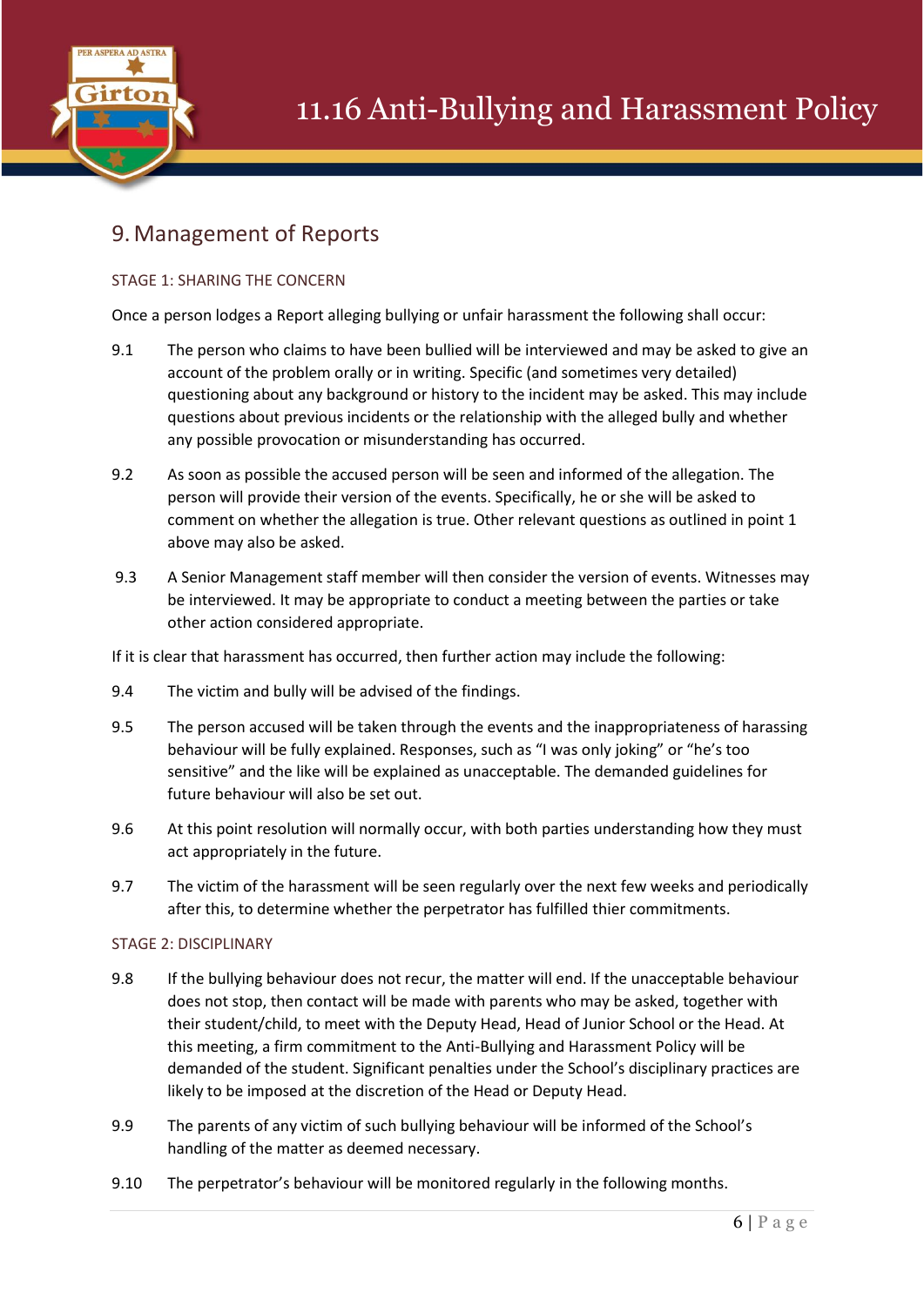## 9. Management of Reports

### STAGE 1: SHARING THE CONCERN

Once a person lodges a Report alleging bullying or unfair harassment the following shall occur:

9.1 The person who claims to have been bullied will be interviewed and may be asked to give an account of the problem orally or in writing. Specific (and sometimes very detailed) questioning about any background or history to the incident may be asked. This may include questions about previous incidents or the relationship with the alleged bully and whether any possible provocation or misunderstanding has occurred.

9.2 As soon as possible the accused person will be seen and informed of the allegation. The person will provide their version of the events. Specifically, he or she will be asked to comment on whether the allegation is true. Other relevant questions as outlined in point 1 above may also be asked.

9.3 A Senior Management staff member will then consider the version of events. Witnesses may be interviewed. It may be appropriate to conduct a meeting between the parties or take other action considered appropriate.

If it is clear that harassment has occurred, then further action may include the following:

9.4 The victim and bully will be advised of the findings.

9.5 The person accused will be taken through the events and the inappropriateness of harassing behaviour will be fully explained. Responses, such as "I was only joking" or "he's too sensitive" and the like will be explained as unacceptable. The demanded guidelines for future behaviour will also be set out.

9.6 At this point resolution will normally occur, with both parties understanding how they must act appropriately in the future.

9.7 The victim of the harassment will be seen regularly over the next few weeks and periodically after this, to determine whether the perpetrator has fulfilled thier commitments.

### STAGE 2: DISCIPLINARY

9.8 If the bullying behaviour does not recur, the matter will end. If the unacceptable behaviour does not stop, then contact will be made with parents who may be asked, together with their student/child, to meet with the Deputy Head, Head of Junior School or the Head. At this meeting, a firm commitment to the Anti-Bullying and Harassment Policy will be demanded of the student. Significant penalties under the School's disciplinary practices are likely to be imposed at the discretion of the Head or Deputy Head.

9.9 The parents of any victim of such bullying behaviour will be informed of the School's handling of the matter as deemed necessary.

9.10 The perpetrator's behaviour will be monitored regularly in the following months.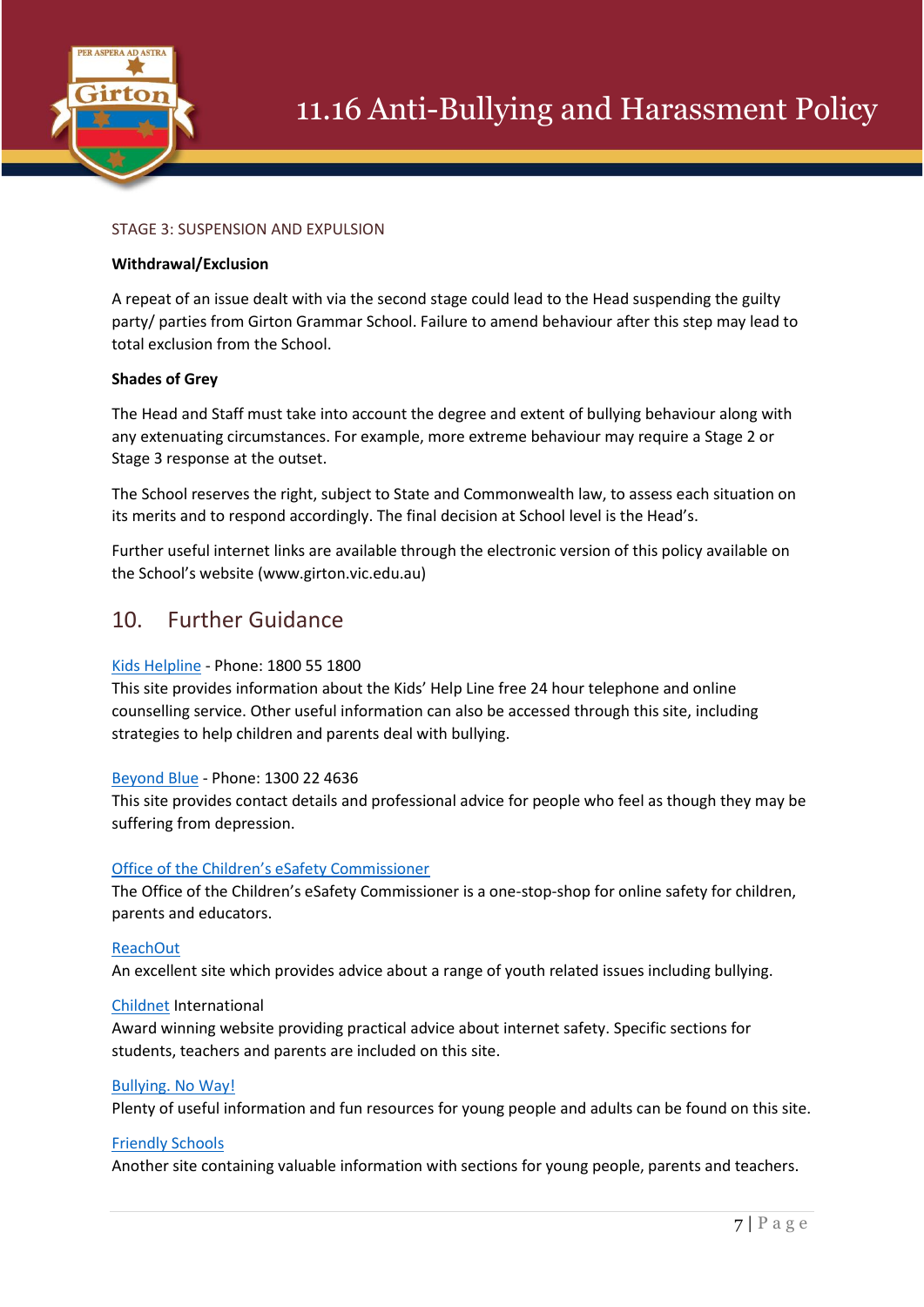STAGE 3: SUSPENSION AND EXPULSION

**Withdrawal/Exclusion**

A repeat of an issue dealt with via the second stage could lead to the Head suspending the guilty party/ parties from Girton Grammar School. Failure to amend behaviour after this step may lead to total exclusion from the School.

**Shades of Grey**

The Head and Staff must take into account the degree and extent of bullying behaviour along with any extenuating circumstances. For example, more extreme behaviour may require a Stage 2 or Stage 3 response at the outset.

The School reserves the right, subject to State and Commonwealth law, to assess each situation on its merits and to respond accordingly. The final decision at School level is the Head's.

Further useful internet links are available through the electronic version of this policy available on the School's website (www.girton.vic.edu.au)

## 10. Further Guidance

Kids Helpline - Phone: 1800 55 1800
This site provides information about the Kids' Help Line free 24 hour telephone and online counselling service. Other useful information can also be accessed through this site, including strategies to help children and parents deal with bullying.

Beyond Blue - Phone: 1300 22 4636
This site provides contact details and professional advice for people who feel as though they may be suffering from depression.

Office of the Children's eSafety Commissioner
The Office of the Children's eSafety Commissioner is a one-stop-shop for online safety for children, parents and educators.

ReachOut
An excellent site which provides advice about a range of youth related issues including bullying.

Childnet International
Award winning website providing practical advice about internet safety. Specific sections for students, teachers and parents are included on this site.

Bullying. No Way!
Plenty of useful information and fun resources for young people and adults can be found on this site.

Friendly Schools
Another site containing valuable information with sections for young people, parents and teachers.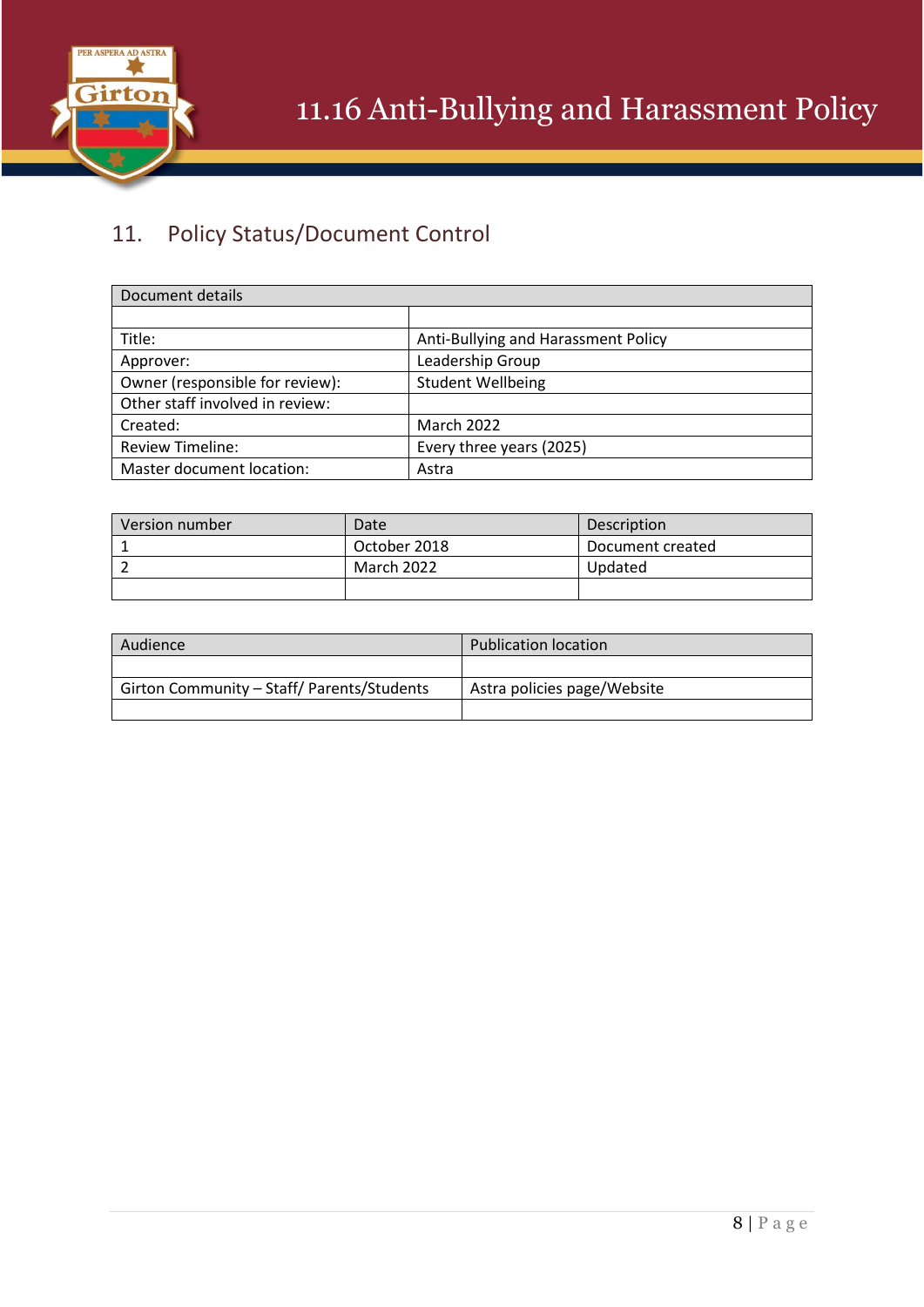## 11. Policy Status/Document Control

| Document details | |
|---|---|
| | |
| Title: | Anti-Bullying and Harassment Policy |
| Approver: | Leadership Group |
| Owner (responsible for review): | Student Wellbeing |
| Other staff involved in review: | |
| Created: | March 2022 |
| Review Timeline: | Every three years (2025) |
| Master document location: | Astra |

| Version number | Date | Description |
|---|---|---|
| 1 | October 2018 | Document created |
| 2 | March 2022 | Updated |
| | | |

| Audience | Publication location |
|---|---|
| | |
| Girton Community – Staff/ Parents/Students | Astra policies page/Website |
| | |